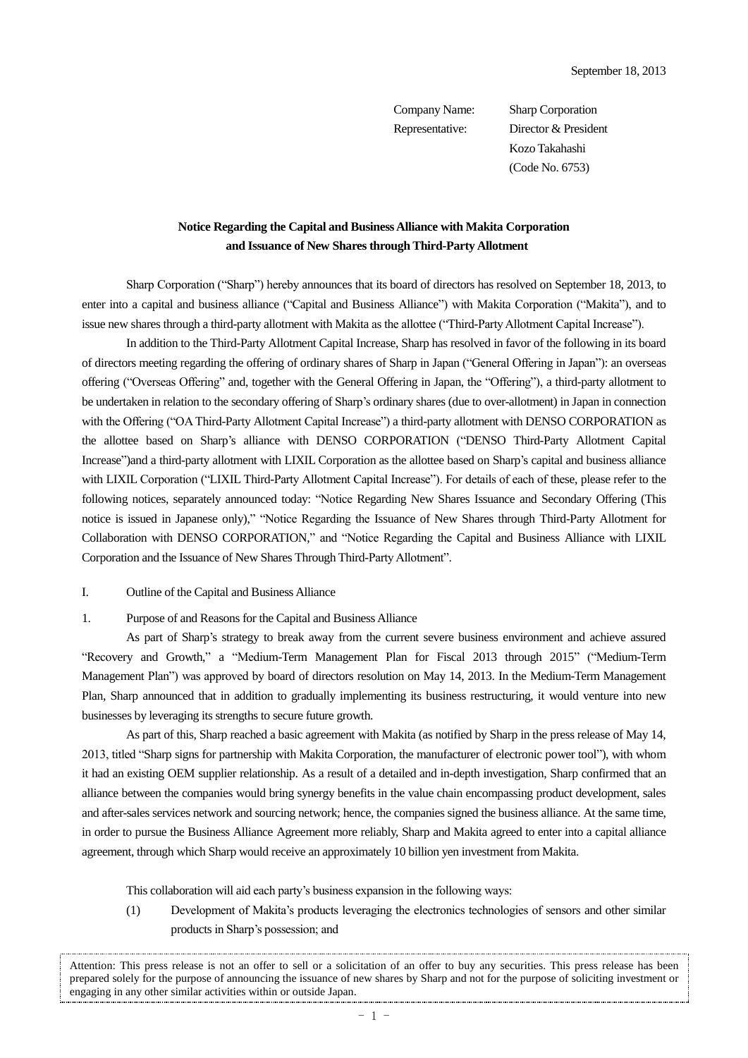September 18, 2013

Company Name: Sharp Corporation
Representative: Director & President
Kozo Takahashi
(Code No. 6753)

**Notice Regarding the Capital and Business Alliance with Makita Corporation and Issuance of New Shares through Third-Party Allotment**

Sharp Corporation ("Sharp") hereby announces that its board of directors has resolved on September 18, 2013, to enter into a capital and business alliance ("Capital and Business Alliance") with Makita Corporation ("Makita"), and to issue new shares through a third-party allotment with Makita as the allottee ("Third-Party Allotment Capital Increase").

In addition to the Third-Party Allotment Capital Increase, Sharp has resolved in favor of the following in its board of directors meeting regarding the offering of ordinary shares of Sharp in Japan ("General Offering in Japan"): an overseas offering ("Overseas Offering" and, together with the General Offering in Japan, the "Offering"), a third-party allotment to be undertaken in relation to the secondary offering of Sharp's ordinary shares (due to over-allotment) in Japan in connection with the Offering ("OA Third-Party Allotment Capital Increase") a third-party allotment with DENSO CORPORATION as the allottee based on Sharp's alliance with DENSO CORPORATION ("DENSO Third-Party Allotment Capital Increase")and a third-party allotment with LIXIL Corporation as the allottee based on Sharp's capital and business alliance with LIXIL Corporation ("LIXIL Third-Party Allotment Capital Increase"). For details of each of these, please refer to the following notices, separately announced today: "Notice Regarding New Shares Issuance and Secondary Offering (This notice is issued in Japanese only)," "Notice Regarding the Issuance of New Shares through Third-Party Allotment for Collaboration with DENSO CORPORATION," and "Notice Regarding the Capital and Business Alliance with LIXIL Corporation and the Issuance of New Shares Through Third-Party Allotment".

## I. Outline of the Capital and Business Alliance

### 1. Purpose of and Reasons for the Capital and Business Alliance

As part of Sharp's strategy to break away from the current severe business environment and achieve assured "Recovery and Growth," a "Medium-Term Management Plan for Fiscal 2013 through 2015" ("Medium-Term Management Plan") was approved by board of directors resolution on May 14, 2013. In the Medium-Term Management Plan, Sharp announced that in addition to gradually implementing its business restructuring, it would venture into new businesses by leveraging its strengths to secure future growth.

As part of this, Sharp reached a basic agreement with Makita (as notified by Sharp in the press release of May 14, 2013, titled "Sharp signs for partnership with Makita Corporation, the manufacturer of electronic power tool"), with whom it had an existing OEM supplier relationship. As a result of a detailed and in-depth investigation, Sharp confirmed that an alliance between the companies would bring synergy benefits in the value chain encompassing product development, sales and after-sales services network and sourcing network; hence, the companies signed the business alliance. At the same time, in order to pursue the Business Alliance Agreement more reliably, Sharp and Makita agreed to enter into a capital alliance agreement, through which Sharp would receive an approximately 10 billion yen investment from Makita.

This collaboration will aid each party's business expansion in the following ways:

(1) Development of Makita's products leveraging the electronics technologies of sensors and other similar products in Sharp's possession; and

Attention: This press release is not an offer to sell or a solicitation of an offer to buy any securities. This press release has been prepared solely for the purpose of announcing the issuance of new shares by Sharp and not for the purpose of soliciting investment or engaging in any other similar activities within or outside Japan.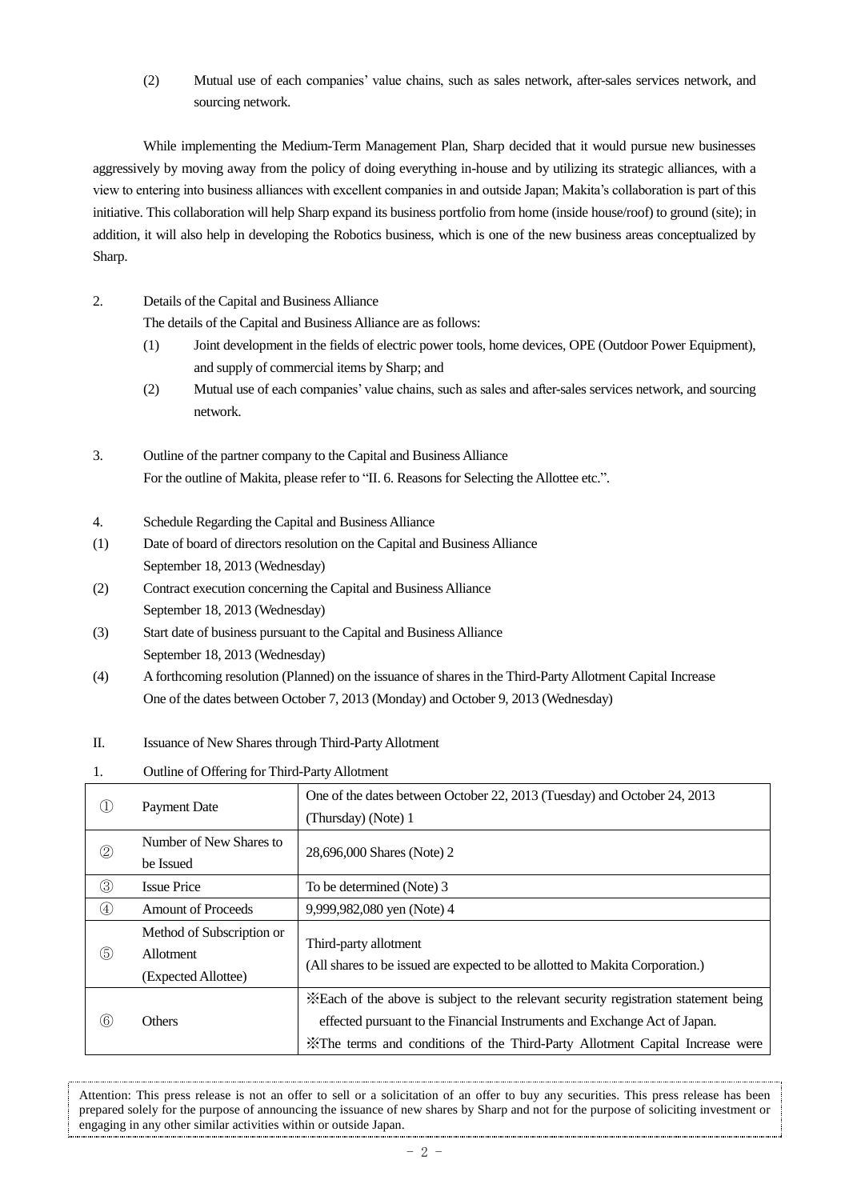(2) Mutual use of each companies' value chains, such as sales network, after-sales services network, and sourcing network.

While implementing the Medium-Term Management Plan, Sharp decided that it would pursue new businesses aggressively by moving away from the policy of doing everything in-house and by utilizing its strategic alliances, with a view to entering into business alliances with excellent companies in and outside Japan; Makita's collaboration is part of this initiative. This collaboration will help Sharp expand its business portfolio from home (inside house/roof) to ground (site); in addition, it will also help in developing the Robotics business, which is one of the new business areas conceptualized by Sharp.

2. Details of the Capital and Business Alliance

The details of the Capital and Business Alliance are as follows:

(1) Joint development in the fields of electric power tools, home devices, OPE (Outdoor Power Equipment), and supply of commercial items by Sharp; and

(2) Mutual use of each companies' value chains, such as sales and after-sales services network, and sourcing network.

3. Outline of the partner company to the Capital and Business Alliance

For the outline of Makita, please refer to "II. 6. Reasons for Selecting the Allottee etc.".

4. Schedule Regarding the Capital and Business Alliance

(1) Date of board of directors resolution on the Capital and Business Alliance
September 18, 2013 (Wednesday)

(2) Contract execution concerning the Capital and Business Alliance
September 18, 2013 (Wednesday)

(3) Start date of business pursuant to the Capital and Business Alliance
September 18, 2013 (Wednesday)

(4) A forthcoming resolution (Planned) on the issuance of shares in the Third-Party Allotment Capital Increase
One of the dates between October 7, 2013 (Monday) and October 9, 2013 (Wednesday)

II. Issuance of New Shares through Third-Party Allotment

1. Outline of Offering for Third-Party Allotment

| | | |
|---|---|---|
| ① | Payment Date | One of the dates between October 22, 2013 (Tuesday) and October 24, 2013 (Thursday) (Note) 1 |
| ② | Number of New Shares to be Issued | 28,696,000 Shares (Note) 2 |
| ③ | Issue Price | To be determined (Note) 3 |
| ④ | Amount of Proceeds | 9,999,982,080 yen (Note) 4 |
| ⑤ | Method of Subscription or Allotment (Expected Allottee) | Third-party allotment<br>(All shares to be issued are expected to be allotted to Makita Corporation.) |
| ⑥ | Others | ※Each of the above is subject to the relevant security registration statement being effected pursuant to the Financial Instruments and Exchange Act of Japan.<br>※The terms and conditions of the Third-Party Allotment Capital Increase were |

Attention: This press release is not an offer to sell or a solicitation of an offer to buy any securities. This press release has been prepared solely for the purpose of announcing the issuance of new shares by Sharp and not for the purpose of soliciting investment or engaging in any other similar activities within or outside Japan.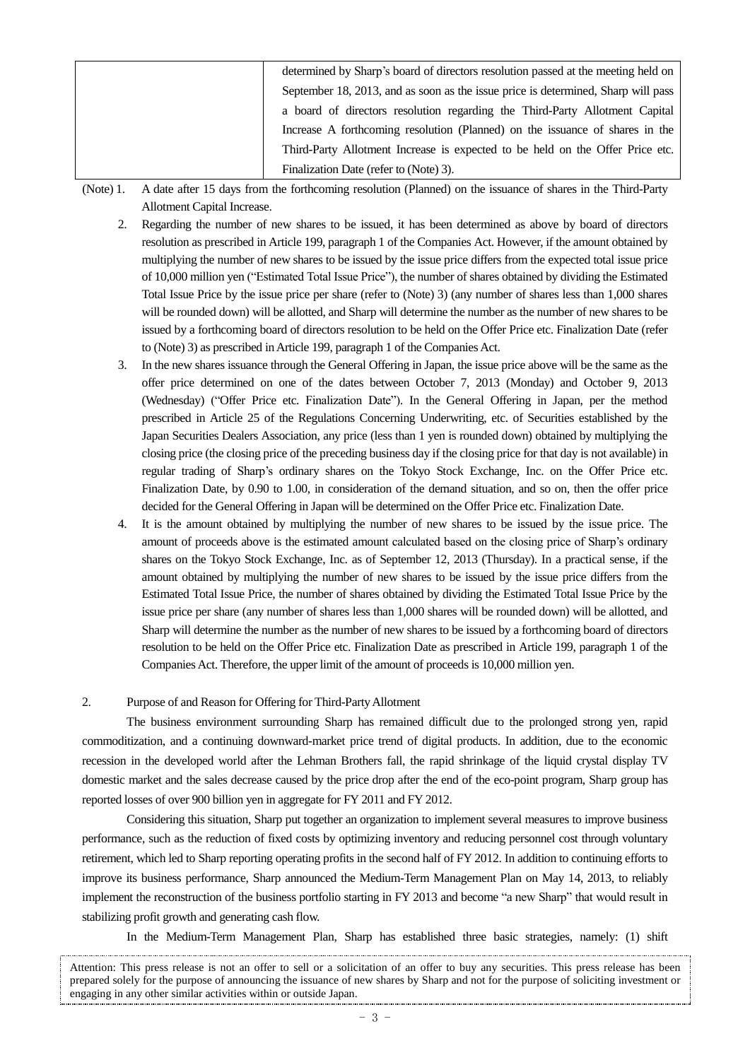| | determined by Sharp's board of directors resolution passed at the meeting held on September 18, 2013, and as soon as the issue price is determined, Sharp will pass a board of directors resolution regarding the Third-Party Allotment Capital Increase A forthcoming resolution (Planned) on the issuance of shares in the Third-Party Allotment Increase is expected to be held on the Offer Price etc. Finalization Date (refer to (Note) 3). |
|---|---|

(Note) 1. A date after 15 days from the forthcoming resolution (Planned) on the issuance of shares in the Third-Party Allotment Capital Increase.

2. Regarding the number of new shares to be issued, it has been determined as above by board of directors resolution as prescribed in Article 199, paragraph 1 of the Companies Act. However, if the amount obtained by multiplying the number of new shares to be issued by the issue price differs from the expected total issue price of 10,000 million yen ("Estimated Total Issue Price"), the number of shares obtained by dividing the Estimated Total Issue Price by the issue price per share (refer to (Note) 3) (any number of shares less than 1,000 shares will be rounded down) will be allotted, and Sharp will determine the number as the number of new shares to be issued by a forthcoming board of directors resolution to be held on the Offer Price etc. Finalization Date (refer to (Note) 3) as prescribed in Article 199, paragraph 1 of the Companies Act.

3. In the new shares issuance through the General Offering in Japan, the issue price above will be the same as the offer price determined on one of the dates between October 7, 2013 (Monday) and October 9, 2013 (Wednesday) ("Offer Price etc. Finalization Date"). In the General Offering in Japan, per the method prescribed in Article 25 of the Regulations Concerning Underwriting, etc. of Securities established by the Japan Securities Dealers Association, any price (less than 1 yen is rounded down) obtained by multiplying the closing price (the closing price of the preceding business day if the closing price for that day is not available) in regular trading of Sharp's ordinary shares on the Tokyo Stock Exchange, Inc. on the Offer Price etc. Finalization Date, by 0.90 to 1.00, in consideration of the demand situation, and so on, then the offer price decided for the General Offering in Japan will be determined on the Offer Price etc. Finalization Date.

4. It is the amount obtained by multiplying the number of new shares to be issued by the issue price. The amount of proceeds above is the estimated amount calculated based on the closing price of Sharp's ordinary shares on the Tokyo Stock Exchange, Inc. as of September 12, 2013 (Thursday). In a practical sense, if the amount obtained by multiplying the number of new shares to be issued by the issue price differs from the Estimated Total Issue Price, the number of shares obtained by dividing the Estimated Total Issue Price by the issue price per share (any number of shares less than 1,000 shares will be rounded down) will be allotted, and Sharp will determine the number as the number of new shares to be issued by a forthcoming board of directors resolution to be held on the Offer Price etc. Finalization Date as prescribed in Article 199, paragraph 1 of the Companies Act. Therefore, the upper limit of the amount of proceeds is 10,000 million yen.

## 2. Purpose of and Reason for Offering for Third-Party Allotment

The business environment surrounding Sharp has remained difficult due to the prolonged strong yen, rapid commoditization, and a continuing downward-market price trend of digital products. In addition, due to the economic recession in the developed world after the Lehman Brothers fall, the rapid shrinkage of the liquid crystal display TV domestic market and the sales decrease caused by the price drop after the end of the eco-point program, Sharp group has reported losses of over 900 billion yen in aggregate for FY 2011 and FY 2012.

Considering this situation, Sharp put together an organization to implement several measures to improve business performance, such as the reduction of fixed costs by optimizing inventory and reducing personnel cost through voluntary retirement, which led to Sharp reporting operating profits in the second half of FY 2012. In addition to continuing efforts to improve its business performance, Sharp announced the Medium-Term Management Plan on May 14, 2013, to reliably implement the reconstruction of the business portfolio starting in FY 2013 and become "a new Sharp" that would result in stabilizing profit growth and generating cash flow.

In the Medium-Term Management Plan, Sharp has established three basic strategies, namely: (1) shift

Attention: This press release is not an offer to sell or a solicitation of an offer to buy any securities. This press release has been prepared solely for the purpose of announcing the issuance of new shares by Sharp and not for the purpose of soliciting investment or engaging in any other similar activities within or outside Japan.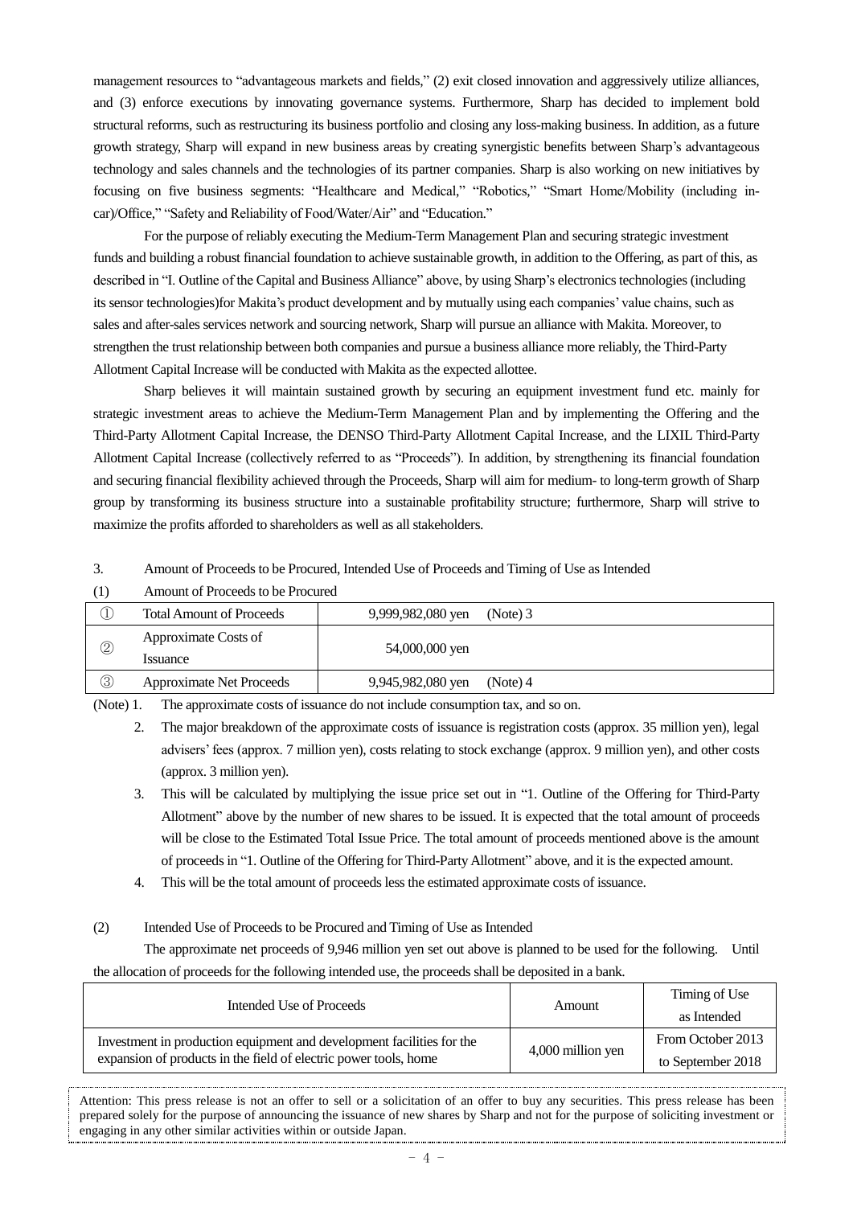management resources to "advantageous markets and fields," (2) exit closed innovation and aggressively utilize alliances, and (3) enforce executions by innovating governance systems. Furthermore, Sharp has decided to implement bold structural reforms, such as restructuring its business portfolio and closing any loss-making business. In addition, as a future growth strategy, Sharp will expand in new business areas by creating synergistic benefits between Sharp's advantageous technology and sales channels and the technologies of its partner companies. Sharp is also working on new initiatives by focusing on five business segments: "Healthcare and Medical," "Robotics," "Smart Home/Mobility (including in-car)/Office," "Safety and Reliability of Food/Water/Air" and "Education."

For the purpose of reliably executing the Medium-Term Management Plan and securing strategic investment funds and building a robust financial foundation to achieve sustainable growth, in addition to the Offering, as part of this, as described in "I. Outline of the Capital and Business Alliance" above, by using Sharp's electronics technologies (including its sensor technologies)for Makita's product development and by mutually using each companies' value chains, such as sales and after-sales services network and sourcing network, Sharp will pursue an alliance with Makita. Moreover, to strengthen the trust relationship between both companies and pursue a business alliance more reliably, the Third-Party Allotment Capital Increase will be conducted with Makita as the expected allottee.

Sharp believes it will maintain sustained growth by securing an equipment investment fund etc. mainly for strategic investment areas to achieve the Medium-Term Management Plan and by implementing the Offering and the Third-Party Allotment Capital Increase, the DENSO Third-Party Allotment Capital Increase, and the LIXIL Third-Party Allotment Capital Increase (collectively referred to as "Proceeds"). In addition, by strengthening its financial foundation and securing financial flexibility achieved through the Proceeds, Sharp will aim for medium- to long-term growth of Sharp group by transforming its business structure into a sustainable profitability structure; furthermore, Sharp will strive to maximize the profits afforded to shareholders as well as all stakeholders.

3. Amount of Proceeds to be Procured, Intended Use of Proceeds and Timing of Use as Intended

(1) Amount of Proceeds to be Procured

| | | |
|---|---|---|
| ① | Total Amount of Proceeds | 9,999,982,080 yen (Note) 3 |
| ② | Approximate Costs of Issuance | 54,000,000 yen |
| ③ | Approximate Net Proceeds | 9,945,982,080 yen (Note) 4 |

(Note) 1. The approximate costs of issuance do not include consumption tax, and so on.

2. The major breakdown of the approximate costs of issuance is registration costs (approx. 35 million yen), legal advisers' fees (approx. 7 million yen), costs relating to stock exchange (approx. 9 million yen), and other costs (approx. 3 million yen).

3. This will be calculated by multiplying the issue price set out in "1. Outline of the Offering for Third-Party Allotment" above by the number of new shares to be issued. It is expected that the total amount of proceeds will be close to the Estimated Total Issue Price. The total amount of proceeds mentioned above is the amount of proceeds in "1. Outline of the Offering for Third-Party Allotment" above, and it is the expected amount.

4. This will be the total amount of proceeds less the estimated approximate costs of issuance.

(2) Intended Use of Proceeds to be Procured and Timing of Use as Intended

The approximate net proceeds of 9,946 million yen set out above is planned to be used for the following. Until the allocation of proceeds for the following intended use, the proceeds shall be deposited in a bank.

| Intended Use of Proceeds | Amount | Timing of Use as Intended |
|---|---|---|
| Investment in production equipment and development facilities for the expansion of products in the field of electric power tools, home | 4,000 million yen | From October 2013 to September 2018 |

Attention: This press release is not an offer to sell or a solicitation of an offer to buy any securities. This press release has been prepared solely for the purpose of announcing the issuance of new shares by Sharp and not for the purpose of soliciting investment or engaging in any other similar activities within or outside Japan.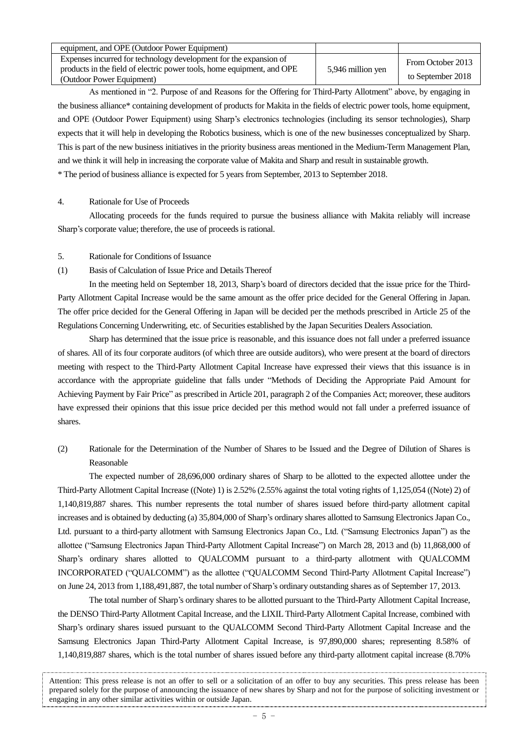| equipment, and OPE (Outdoor Power Equipment) | | |
|---|---|---|
| Expenses incurred for technology development for the expansion of products in the field of electric power tools, home equipment, and OPE (Outdoor Power Equipment) | 5,946 million yen | From October 2013 to September 2018 |

As mentioned in "2. Purpose of and Reasons for the Offering for Third-Party Allotment" above, by engaging in the business alliance* containing development of products for Makita in the fields of electric power tools, home equipment, and OPE (Outdoor Power Equipment) using Sharp's electronics technologies (including its sensor technologies), Sharp expects that it will help in developing the Robotics business, which is one of the new businesses conceptualized by Sharp. This is part of the new business initiatives in the priority business areas mentioned in the Medium-Term Management Plan, and we think it will help in increasing the corporate value of Makita and Sharp and result in sustainable growth.

* The period of business alliance is expected for 5 years from September, 2013 to September 2018.

4. Rationale for Use of Proceeds

Allocating proceeds for the funds required to pursue the business alliance with Makita reliably will increase Sharp's corporate value; therefore, the use of proceeds is rational.

5. Rationale for Conditions of Issuance

(1) Basis of Calculation of Issue Price and Details Thereof

In the meeting held on September 18, 2013, Sharp's board of directors decided that the issue price for the Third-Party Allotment Capital Increase would be the same amount as the offer price decided for the General Offering in Japan. The offer price decided for the General Offering in Japan will be decided per the methods prescribed in Article 25 of the Regulations Concerning Underwriting, etc. of Securities established by the Japan Securities Dealers Association.

Sharp has determined that the issue price is reasonable, and this issuance does not fall under a preferred issuance of shares. All of its four corporate auditors (of which three are outside auditors), who were present at the board of directors meeting with respect to the Third-Party Allotment Capital Increase have expressed their views that this issuance is in accordance with the appropriate guideline that falls under "Methods of Deciding the Appropriate Paid Amount for Achieving Payment by Fair Price" as prescribed in Article 201, paragraph 2 of the Companies Act; moreover, these auditors have expressed their opinions that this issue price decided per this method would not fall under a preferred issuance of shares.

(2) Rationale for the Determination of the Number of Shares to be Issued and the Degree of Dilution of Shares is Reasonable

The expected number of 28,696,000 ordinary shares of Sharp to be allotted to the expected allottee under the Third-Party Allotment Capital Increase ((Note) 1) is 2.52% (2.55% against the total voting rights of 1,125,054 ((Note) 2) of 1,140,819,887 shares. This number represents the total number of shares issued before third-party allotment capital increases and is obtained by deducting (a) 35,804,000 of Sharp's ordinary shares allotted to Samsung Electronics Japan Co., Ltd. pursuant to a third-party allotment with Samsung Electronics Japan Co., Ltd. ("Samsung Electronics Japan") as the allottee ("Samsung Electronics Japan Third-Party Allotment Capital Increase") on March 28, 2013 and (b) 11,868,000 of Sharp's ordinary shares allotted to QUALCOMM pursuant to a third-party allotment with QUALCOMM INCORPORATED ("QUALCOMM") as the allottee ("QUALCOMM Second Third-Party Allotment Capital Increase") on June 24, 2013 from 1,188,491,887, the total number of Sharp's ordinary outstanding shares as of September 17, 2013.

The total number of Sharp's ordinary shares to be allotted pursuant to the Third-Party Allotment Capital Increase, the DENSO Third-Party Allotment Capital Increase, and the LIXIL Third-Party Allotment Capital Increase, combined with Sharp's ordinary shares issued pursuant to the QUALCOMM Second Third-Party Allotment Capital Increase and the Samsung Electronics Japan Third-Party Allotment Capital Increase, is 97,890,000 shares; representing 8.58% of 1,140,819,887 shares, which is the total number of shares issued before any third-party allotment capital increase (8.70%

Attention: This press release is not an offer to sell or a solicitation of an offer to buy any securities. This press release has been prepared solely for the purpose of announcing the issuance of new shares by Sharp and not for the purpose of soliciting investment or engaging in any other similar activities within or outside Japan.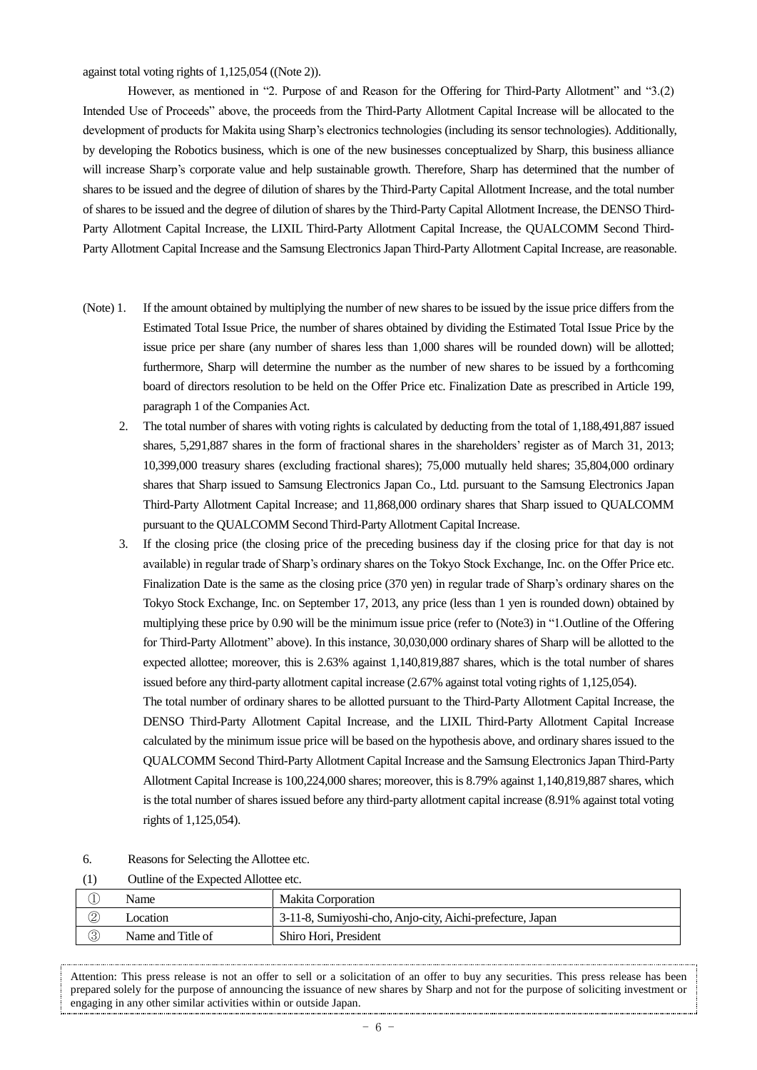against total voting rights of 1,125,054 ((Note 2)).

However, as mentioned in "2. Purpose of and Reason for the Offering for Third-Party Allotment" and "3.(2) Intended Use of Proceeds" above, the proceeds from the Third-Party Allotment Capital Increase will be allocated to the development of products for Makita using Sharp's electronics technologies (including its sensor technologies). Additionally, by developing the Robotics business, which is one of the new businesses conceptualized by Sharp, this business alliance will increase Sharp's corporate value and help sustainable growth. Therefore, Sharp has determined that the number of shares to be issued and the degree of dilution of shares by the Third-Party Capital Allotment Increase, and the total number of shares to be issued and the degree of dilution of shares by the Third-Party Capital Allotment Increase, the DENSO Third-Party Allotment Capital Increase, the LIXIL Third-Party Allotment Capital Increase, the QUALCOMM Second Third-Party Allotment Capital Increase and the Samsung Electronics Japan Third-Party Allotment Capital Increase, are reasonable.

(Note) 1. If the amount obtained by multiplying the number of new shares to be issued by the issue price differs from the Estimated Total Issue Price, the number of shares obtained by dividing the Estimated Total Issue Price by the issue price per share (any number of shares less than 1,000 shares will be rounded down) will be allotted; furthermore, Sharp will determine the number as the number of new shares to be issued by a forthcoming board of directors resolution to be held on the Offer Price etc. Finalization Date as prescribed in Article 199, paragraph 1 of the Companies Act.

2. The total number of shares with voting rights is calculated by deducting from the total of 1,188,491,887 issued shares, 5,291,887 shares in the form of fractional shares in the shareholders' register as of March 31, 2013; 10,399,000 treasury shares (excluding fractional shares); 75,000 mutually held shares; 35,804,000 ordinary shares that Sharp issued to Samsung Electronics Japan Co., Ltd. pursuant to the Samsung Electronics Japan Third-Party Allotment Capital Increase; and 11,868,000 ordinary shares that Sharp issued to QUALCOMM pursuant to the QUALCOMM Second Third-Party Allotment Capital Increase.

3. If the closing price (the closing price of the preceding business day if the closing price for that day is not available) in regular trade of Sharp's ordinary shares on the Tokyo Stock Exchange, Inc. on the Offer Price etc. Finalization Date is the same as the closing price (370 yen) in regular trade of Sharp's ordinary shares on the Tokyo Stock Exchange, Inc. on September 17, 2013, any price (less than 1 yen is rounded down) obtained by multiplying these price by 0.90 will be the minimum issue price (refer to (Note3) in "1.Outline of the Offering for Third-Party Allotment" above). In this instance, 30,030,000 ordinary shares of Sharp will be allotted to the expected allottee; moreover, this is 2.63% against 1,140,819,887 shares, which is the total number of shares issued before any third-party allotment capital increase (2.67% against total voting rights of 1,125,054).

The total number of ordinary shares to be allotted pursuant to the Third-Party Allotment Capital Increase, the DENSO Third-Party Allotment Capital Increase, and the LIXIL Third-Party Allotment Capital Increase calculated by the minimum issue price will be based on the hypothesis above, and ordinary shares issued to the QUALCOMM Second Third-Party Allotment Capital Increase and the Samsung Electronics Japan Third-Party Allotment Capital Increase is 100,224,000 shares; moreover, this is 8.79% against 1,140,819,887 shares, which is the total number of shares issued before any third-party allotment capital increase (8.91% against total voting rights of 1,125,054).

6. Reasons for Selecting the Allottee etc.

(1) Outline of the Expected Allottee etc.

| | | |
|---|---|---|
| ① | Name | Makita Corporation |
| ② | Location | 3-11-8, Sumiyoshi-cho, Anjo-city, Aichi-prefecture, Japan |
| ③ | Name and Title of | Shiro Hori, President |

Attention: This press release is not an offer to sell or a solicitation of an offer to buy any securities. This press release has been prepared solely for the purpose of announcing the issuance of new shares by Sharp and not for the purpose of soliciting investment or engaging in any other similar activities within or outside Japan.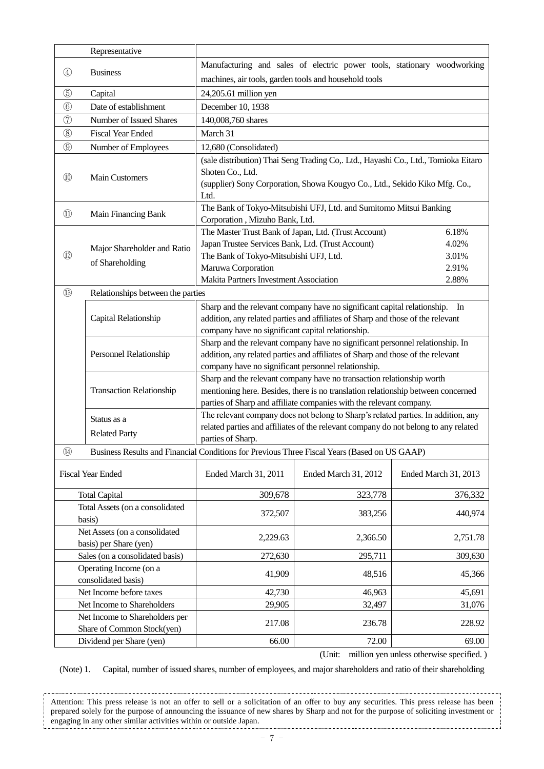| | | | | |
|---|---|---|---|---|
| | Representative | | | |
| ④ | Business | Manufacturing and sales of electric power tools, stationary woodworking machines, air tools, garden tools and household tools | | |
| ⑤ | Capital | 24,205.61 million yen | | |
| ⑥ | Date of establishment | December 10, 1938 | | |
| ⑦ | Number of Issued Shares | 140,008,760 shares | | |
| ⑧ | Fiscal Year Ended | March 31 | | |
| ⑨ | Number of Employees | 12,680 (Consolidated) | | |
| ⑩ | Main Customers | (sale distribution) Thai Seng Trading Co,. Ltd., Hayashi Co., Ltd., Tomioka Eitaro Shoten Co., Ltd.<br>(supplier) Sony Corporation, Showa Kougyo Co., Ltd., Sekido Kiko Mfg. Co., Ltd. | | |
| ⑪ | Main Financing Bank | The Bank of Tokyo-Mitsubishi UFJ, Ltd. and Sumitomo Mitsui Banking Corporation , Mizuho Bank, Ltd. | | |
| ⑫ | Major Shareholder and Ratio of Shareholding | The Master Trust Bank of Japan, Ltd. (Trust Account) 6.18%<br>Japan Trustee Services Bank, Ltd. (Trust Account) 4.02%<br>The Bank of Tokyo-Mitsubishi UFJ, Ltd. 3.01%<br>Maruwa Corporation 2.91%<br>Makita Partners Investment Association 2.88% | | |
| ⑬ | Relationships between the parties | | | |
| | Capital Relationship | Sharp and the relevant company have no significant capital relationship. In addition, any related parties and affiliates of Sharp and those of the relevant company have no significant capital relationship. | | |
| | Personnel Relationship | Sharp and the relevant company have no significant personnel relationship. In addition, any related parties and affiliates of Sharp and those of the relevant company have no significant personnel relationship. | | |
| | Transaction Relationship | Sharp and the relevant company have no transaction relationship worth mentioning here. Besides, there is no translation relationship between concerned parties of Sharp and affiliate companies with the relevant company. | | |
| | Status as a Related Party | The relevant company does not belong to Sharp's related parties. In addition, any related parties and affiliates of the relevant company do not belong to any related parties of Sharp. | | |
| ⑭ | Business Results and Financial Conditions for Previous Three Fiscal Years (Based on US GAAP) | | | |
| | Fiscal Year Ended | Ended March 31, 2011 | Ended March 31, 2012 | Ended March 31, 2013 |
| | Total Capital | 309,678 | 323,778 | 376,332 |
| | Total Assets (on a consolidated basis) | 372,507 | 383,256 | 440,974 |
| | Net Assets (on a consolidated basis) per Share (yen) | 2,229.63 | 2,366.50 | 2,751.78 |
| | Sales (on a consolidated basis) | 272,630 | 295,711 | 309,630 |
| | Operating Income (on a consolidated basis) | 41,909 | 48,516 | 45,366 |
| | Net Income before taxes | 42,730 | 46,963 | 45,691 |
| | Net Income to Shareholders | 29,905 | 32,497 | 31,076 |
| | Net Income to Shareholders per Share of Common Stock(yen) | 217.08 | 236.78 | 228.92 |
| | Dividend per Share (yen) | 66.00 | 72.00 | 69.00 |

(Unit: million yen unless otherwise specified. )

(Note) 1. Capital, number of issued shares, number of employees, and major shareholders and ratio of their shareholding

Attention: This press release is not an offer to sell or a solicitation of an offer to buy any securities. This press release has been prepared solely for the purpose of announcing the issuance of new shares by Sharp and not for the purpose of soliciting investment or engaging in any other similar activities within or outside Japan.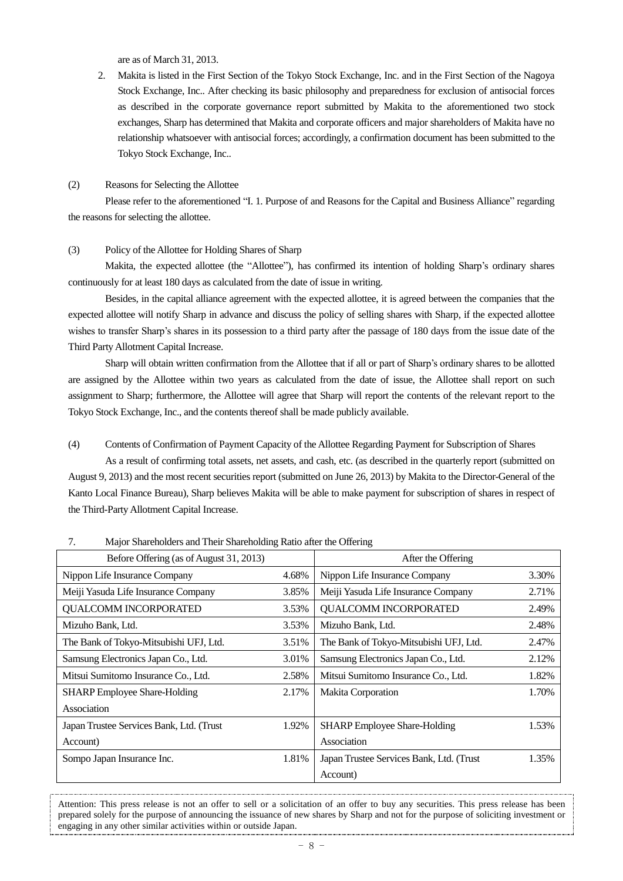are as of March 31, 2013.

2. Makita is listed in the First Section of the Tokyo Stock Exchange, Inc. and in the First Section of the Nagoya Stock Exchange, Inc.. After checking its basic philosophy and preparedness for exclusion of antisocial forces as described in the corporate governance report submitted by Makita to the aforementioned two stock exchanges, Sharp has determined that Makita and corporate officers and major shareholders of Makita have no relationship whatsoever with antisocial forces; accordingly, a confirmation document has been submitted to the Tokyo Stock Exchange, Inc..

(2) Reasons for Selecting the Allottee

Please refer to the aforementioned "I. 1. Purpose of and Reasons for the Capital and Business Alliance" regarding the reasons for selecting the allottee.

(3) Policy of the Allottee for Holding Shares of Sharp

Makita, the expected allottee (the "Allottee"), has confirmed its intention of holding Sharp's ordinary shares continuously for at least 180 days as calculated from the date of issue in writing.

Besides, in the capital alliance agreement with the expected allottee, it is agreed between the companies that the expected allottee will notify Sharp in advance and discuss the policy of selling shares with Sharp, if the expected allottee wishes to transfer Sharp's shares in its possession to a third party after the passage of 180 days from the issue date of the Third Party Allotment Capital Increase.

Sharp will obtain written confirmation from the Allottee that if all or part of Sharp's ordinary shares to be allotted are assigned by the Allottee within two years as calculated from the date of issue, the Allottee shall report on such assignment to Sharp; furthermore, the Allottee will agree that Sharp will report the contents of the relevant report to the Tokyo Stock Exchange, Inc., and the contents thereof shall be made publicly available.

(4) Contents of Confirmation of Payment Capacity of the Allottee Regarding Payment for Subscription of Shares

As a result of confirming total assets, net assets, and cash, etc. (as described in the quarterly report (submitted on August 9, 2013) and the most recent securities report (submitted on June 26, 2013) by Makita to the Director-General of the Kanto Local Finance Bureau), Sharp believes Makita will be able to make payment for subscription of shares in respect of the Third-Party Allotment Capital Increase.

7. Major Shareholders and Their Shareholding Ratio after the Offering

| Before Offering (as of August 31, 2013) | | After the Offering | |
|---|---|---|---|
| Nippon Life Insurance Company | 4.68% | Nippon Life Insurance Company | 3.30% |
| Meiji Yasuda Life Insurance Company | 3.85% | Meiji Yasuda Life Insurance Company | 2.71% |
| QUALCOMM INCORPORATED | 3.53% | QUALCOMM INCORPORATED | 2.49% |
| Mizuho Bank, Ltd. | 3.53% | Mizuho Bank, Ltd. | 2.48% |
| The Bank of Tokyo-Mitsubishi UFJ, Ltd. | 3.51% | The Bank of Tokyo-Mitsubishi UFJ, Ltd. | 2.47% |
| Samsung Electronics Japan Co., Ltd. | 3.01% | Samsung Electronics Japan Co., Ltd. | 2.12% |
| Mitsui Sumitomo Insurance Co., Ltd. | 2.58% | Mitsui Sumitomo Insurance Co., Ltd. | 1.82% |
| SHARP Employee Share-Holding Association | 2.17% | Makita Corporation | 1.70% |
| Japan Trustee Services Bank, Ltd. (Trust Account) | 1.92% | SHARP Employee Share-Holding Association | 1.53% |
| Sompo Japan Insurance Inc. | 1.81% | Japan Trustee Services Bank, Ltd. (Trust Account) | 1.35% |

Attention: This press release is not an offer to sell or a solicitation of an offer to buy any securities. This press release has been prepared solely for the purpose of announcing the issuance of new shares by Sharp and not for the purpose of soliciting investment or engaging in any other similar activities within or outside Japan.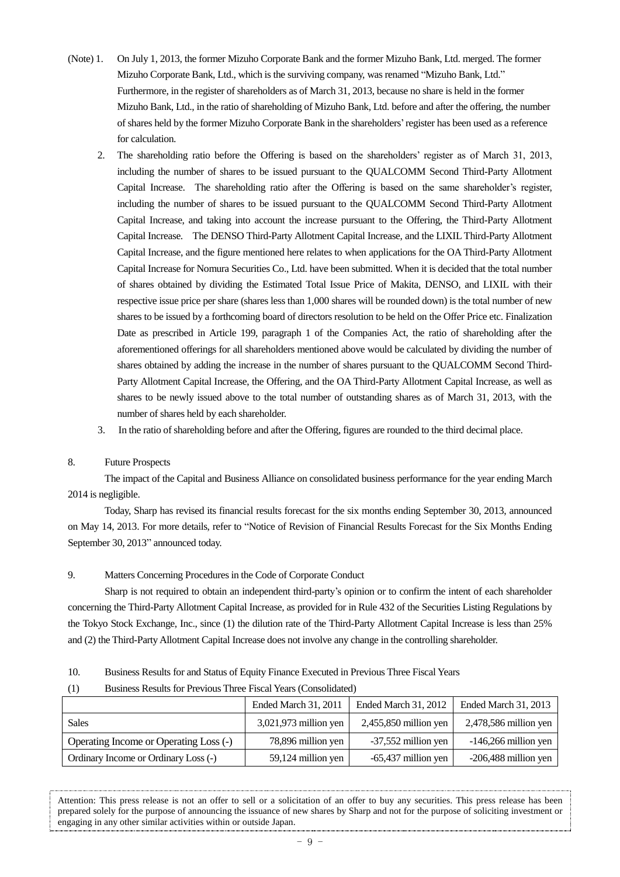(Note) 1. On July 1, 2013, the former Mizuho Corporate Bank and the former Mizuho Bank, Ltd. merged. The former Mizuho Corporate Bank, Ltd., which is the surviving company, was renamed "Mizuho Bank, Ltd." Furthermore, in the register of shareholders as of March 31, 2013, because no share is held in the former Mizuho Bank, Ltd., in the ratio of shareholding of Mizuho Bank, Ltd. before and after the offering, the number of shares held by the former Mizuho Corporate Bank in the shareholders' register has been used as a reference for calculation.

2. The shareholding ratio before the Offering is based on the shareholders' register as of March 31, 2013, including the number of shares to be issued pursuant to the QUALCOMM Second Third-Party Allotment Capital Increase. The shareholding ratio after the Offering is based on the same shareholder's register, including the number of shares to be issued pursuant to the QUALCOMM Second Third-Party Allotment Capital Increase, and taking into account the increase pursuant to the Offering, the Third-Party Allotment Capital Increase. The DENSO Third-Party Allotment Capital Increase, and the LIXIL Third-Party Allotment Capital Increase, and the figure mentioned here relates to when applications for the OA Third-Party Allotment Capital Increase for Nomura Securities Co., Ltd. have been submitted. When it is decided that the total number of shares obtained by dividing the Estimated Total Issue Price of Makita, DENSO, and LIXIL with their respective issue price per share (shares less than 1,000 shares will be rounded down) is the total number of new shares to be issued by a forthcoming board of directors resolution to be held on the Offer Price etc. Finalization Date as prescribed in Article 199, paragraph 1 of the Companies Act, the ratio of shareholding after the aforementioned offerings for all shareholders mentioned above would be calculated by dividing the number of shares obtained by adding the increase in the number of shares pursuant to the QUALCOMM Second Third-Party Allotment Capital Increase, the Offering, and the OA Third-Party Allotment Capital Increase, as well as shares to be newly issued above to the total number of outstanding shares as of March 31, 2013, with the number of shares held by each shareholder.

3. In the ratio of shareholding before and after the Offering, figures are rounded to the third decimal place.

## 8. Future Prospects

The impact of the Capital and Business Alliance on consolidated business performance for the year ending March 2014 is negligible.

Today, Sharp has revised its financial results forecast for the six months ending September 30, 2013, announced on May 14, 2013. For more details, refer to "Notice of Revision of Financial Results Forecast for the Six Months Ending September 30, 2013" announced today.

## 9. Matters Concerning Procedures in the Code of Corporate Conduct

Sharp is not required to obtain an independent third-party's opinion or to confirm the intent of each shareholder concerning the Third-Party Allotment Capital Increase, as provided for in Rule 432 of the Securities Listing Regulations by the Tokyo Stock Exchange, Inc., since (1) the dilution rate of the Third-Party Allotment Capital Increase is less than 25% and (2) the Third-Party Allotment Capital Increase does not involve any change in the controlling shareholder.

## 10. Business Results for and Status of Equity Finance Executed in Previous Three Fiscal Years

(1) Business Results for Previous Three Fiscal Years (Consolidated)

| | Ended March 31, 2011 | Ended March 31, 2012 | Ended March 31, 2013 |
|---|---|---|---|
| Sales | 3,021,973 million yen | 2,455,850 million yen | 2,478,586 million yen |
| Operating Income or Operating Loss (-) | 78,896 million yen | -37,552 million yen | -146,266 million yen |
| Ordinary Income or Ordinary Loss (-) | 59,124 million yen | -65,437 million yen | -206,488 million yen |

Attention: This press release is not an offer to sell or a solicitation of an offer to buy any securities. This press release has been prepared solely for the purpose of announcing the issuance of new shares by Sharp and not for the purpose of soliciting investment or engaging in any other similar activities within or outside Japan.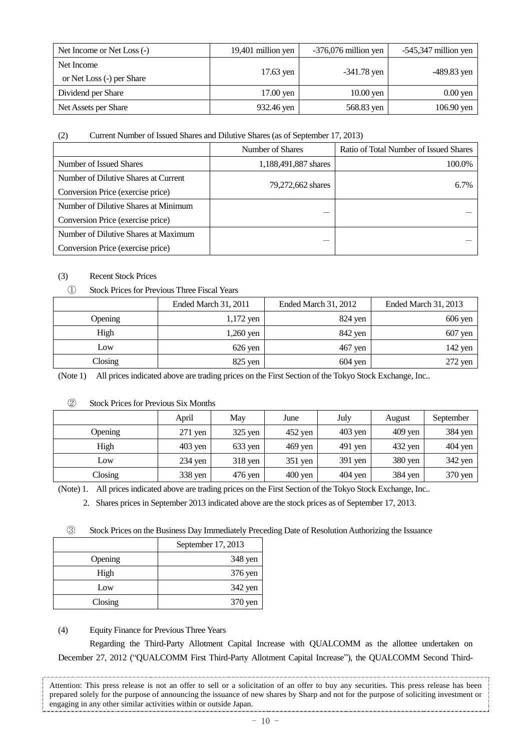| Net Income or Net Loss (-) | 19,401 million yen | -376,076 million yen | -545,347 million yen |
|---|---|---|---|
| Net Income or Net Loss (-) per Share | 17.63 yen | -341.78 yen | -489.83 yen |
| Dividend per Share | 17.00 yen | 10.00 yen | 0.00 yen |
| Net Assets per Share | 932.46 yen | 568.83 yen | 106.90 yen |

(2) Current Number of Issued Shares and Dilutive Shares (as of September 17, 2013)

| | Number of Shares | Ratio of Total Number of Issued Shares |
|---|---|---|
| Number of Issued Shares | 1,188,491,887 shares | 100.0% |
| Number of Dilutive Shares at Current Conversion Price (exercise price) | 79,272,662 shares | 6.7% |
| Number of Dilutive Shares at Minimum Conversion Price (exercise price) | — | — |
| Number of Dilutive Shares at Maximum Conversion Price (exercise price) | — | — |

(3) Recent Stock Prices

① Stock Prices for Previous Three Fiscal Years

| | Ended March 31, 2011 | Ended March 31, 2012 | Ended March 31, 2013 |
|---|---|---|---|
| Opening | 1,172 yen | 824 yen | 606 yen |
| High | 1,260 yen | 842 yen | 607 yen |
| Low | 626 yen | 467 yen | 142 yen |
| Closing | 825 yen | 604 yen | 272 yen |

(Note 1) All prices indicated above are trading prices on the First Section of the Tokyo Stock Exchange, Inc..

② Stock Prices for Previous Six Months

| | April | May | June | July | August | September |
|---|---|---|---|---|---|---|
| Opening | 271 yen | 325 yen | 452 yen | 403 yen | 409 yen | 384 yen |
| High | 403 yen | 633 yen | 469 yen | 491 yen | 432 yen | 404 yen |
| Low | 234 yen | 318 yen | 351 yen | 391 yen | 380 yen | 342 yen |
| Closing | 338 yen | 476 yen | 400 yen | 404 yen | 384 yen | 370 yen |

(Note) 1. All prices indicated above are trading prices on the First Section of the Tokyo Stock Exchange, Inc..

2. Shares prices in September 2013 indicated above are the stock prices as of September 17, 2013.

③ Stock Prices on the Business Day Immediately Preceding Date of Resolution Authorizing the Issuance

| | September 17, 2013 |
|---|---|
| Opening | 348 yen |
| High | 376 yen |
| Low | 342 yen |
| Closing | 370 yen |

(4) Equity Finance for Previous Three Years

Regarding the Third-Party Allotment Capital Increase with QUALCOMM as the allottee undertaken on December 27, 2012 ("QUALCOMM First Third-Party Allotment Capital Increase"), the QUALCOMM Second Third-

Attention: This press release is not an offer to sell or a solicitation of an offer to buy any securities. This press release has been prepared solely for the purpose of announcing the issuance of new shares by Sharp and not for the purpose of soliciting investment or engaging in any other similar activities within or outside Japan.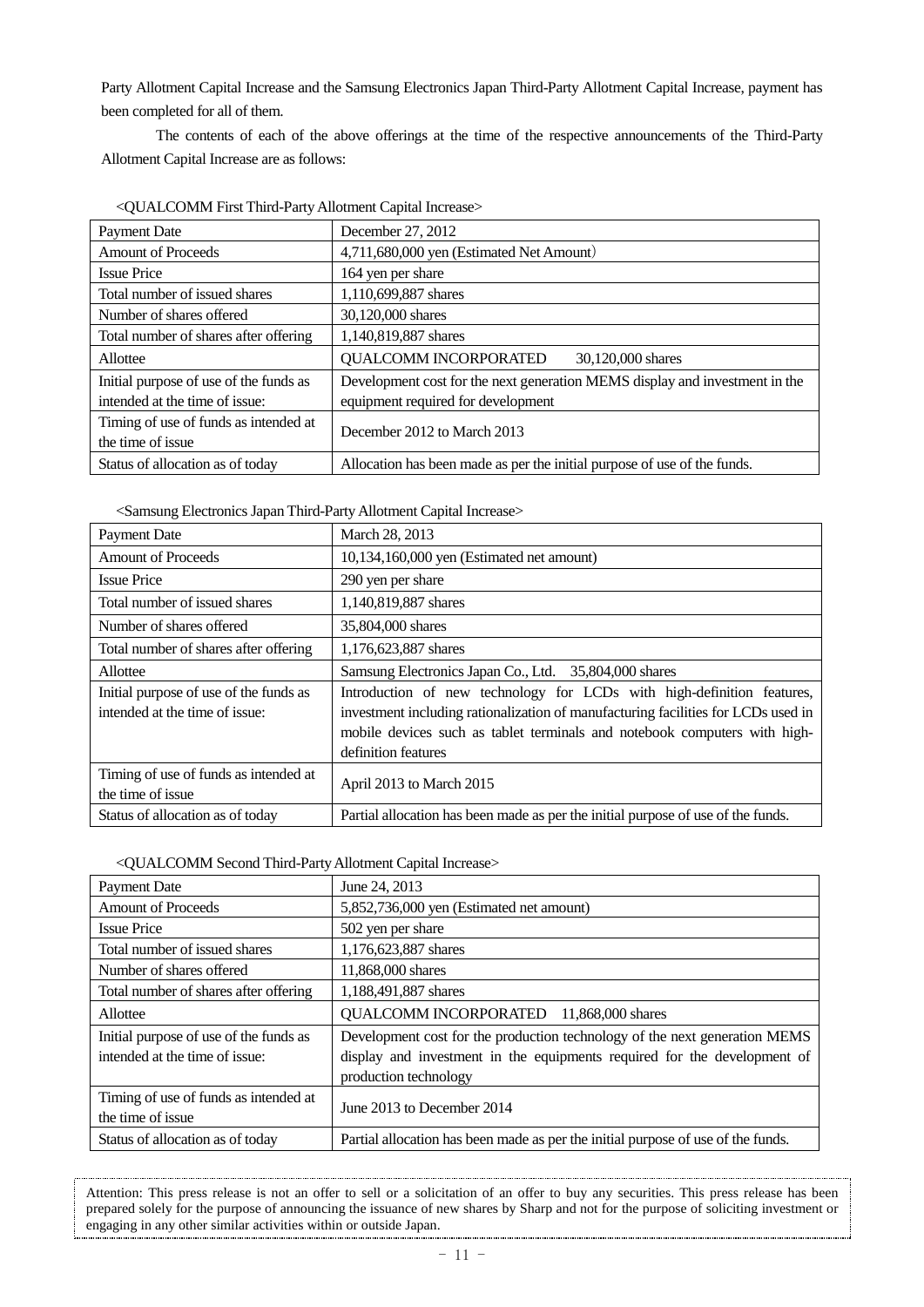Party Allotment Capital Increase and the Samsung Electronics Japan Third-Party Allotment Capital Increase, payment has been completed for all of them.

The contents of each of the above offerings at the time of the respective announcements of the Third-Party Allotment Capital Increase are as follows:

<QUALCOMM First Third-Party Allotment Capital Increase>

| Payment Date | December 27, 2012 |
|---|---|
| Amount of Proceeds | 4,711,680,000 yen (Estimated Net Amount) |
| Issue Price | 164 yen per share |
| Total number of issued shares | 1,110,699,887 shares |
| Number of shares offered | 30,120,000 shares |
| Total number of shares after offering | 1,140,819,887 shares |
| Allottee | QUALCOMM INCORPORATED 30,120,000 shares |
| Initial purpose of use of the funds as intended at the time of issue: | Development cost for the next generation MEMS display and investment in the equipment required for development |
| Timing of use of funds as intended at the time of issue | December 2012 to March 2013 |
| Status of allocation as of today | Allocation has been made as per the initial purpose of use of the funds. |

<Samsung Electronics Japan Third-Party Allotment Capital Increase>

| Payment Date | March 28, 2013 |
|---|---|
| Amount of Proceeds | 10,134,160,000 yen (Estimated net amount) |
| Issue Price | 290 yen per share |
| Total number of issued shares | 1,140,819,887 shares |
| Number of shares offered | 35,804,000 shares |
| Total number of shares after offering | 1,176,623,887 shares |
| Allottee | Samsung Electronics Japan Co., Ltd. 35,804,000 shares |
| Initial purpose of use of the funds as intended at the time of issue: | Introduction of new technology for LCDs with high-definition features, investment including rationalization of manufacturing facilities for LCDs used in mobile devices such as tablet terminals and notebook computers with high-definition features |
| Timing of use of funds as intended at the time of issue | April 2013 to March 2015 |
| Status of allocation as of today | Partial allocation has been made as per the initial purpose of use of the funds. |

<QUALCOMM Second Third-Party Allotment Capital Increase>

| Payment Date | June 24, 2013 |
|---|---|
| Amount of Proceeds | 5,852,736,000 yen (Estimated net amount) |
| Issue Price | 502 yen per share |
| Total number of issued shares | 1,176,623,887 shares |
| Number of shares offered | 11,868,000 shares |
| Total number of shares after offering | 1,188,491,887 shares |
| Allottee | QUALCOMM INCORPORATED 11,868,000 shares |
| Initial purpose of use of the funds as intended at the time of issue: | Development cost for the production technology of the next generation MEMS display and investment in the equipments required for the development of production technology |
| Timing of use of funds as intended at the time of issue | June 2013 to December 2014 |
| Status of allocation as of today | Partial allocation has been made as per the initial purpose of use of the funds. |

Attention: This press release is not an offer to sell or a solicitation of an offer to buy any securities. This press release has been prepared solely for the purpose of announcing the issuance of new shares by Sharp and not for the purpose of soliciting investment or engaging in any other similar activities within or outside Japan.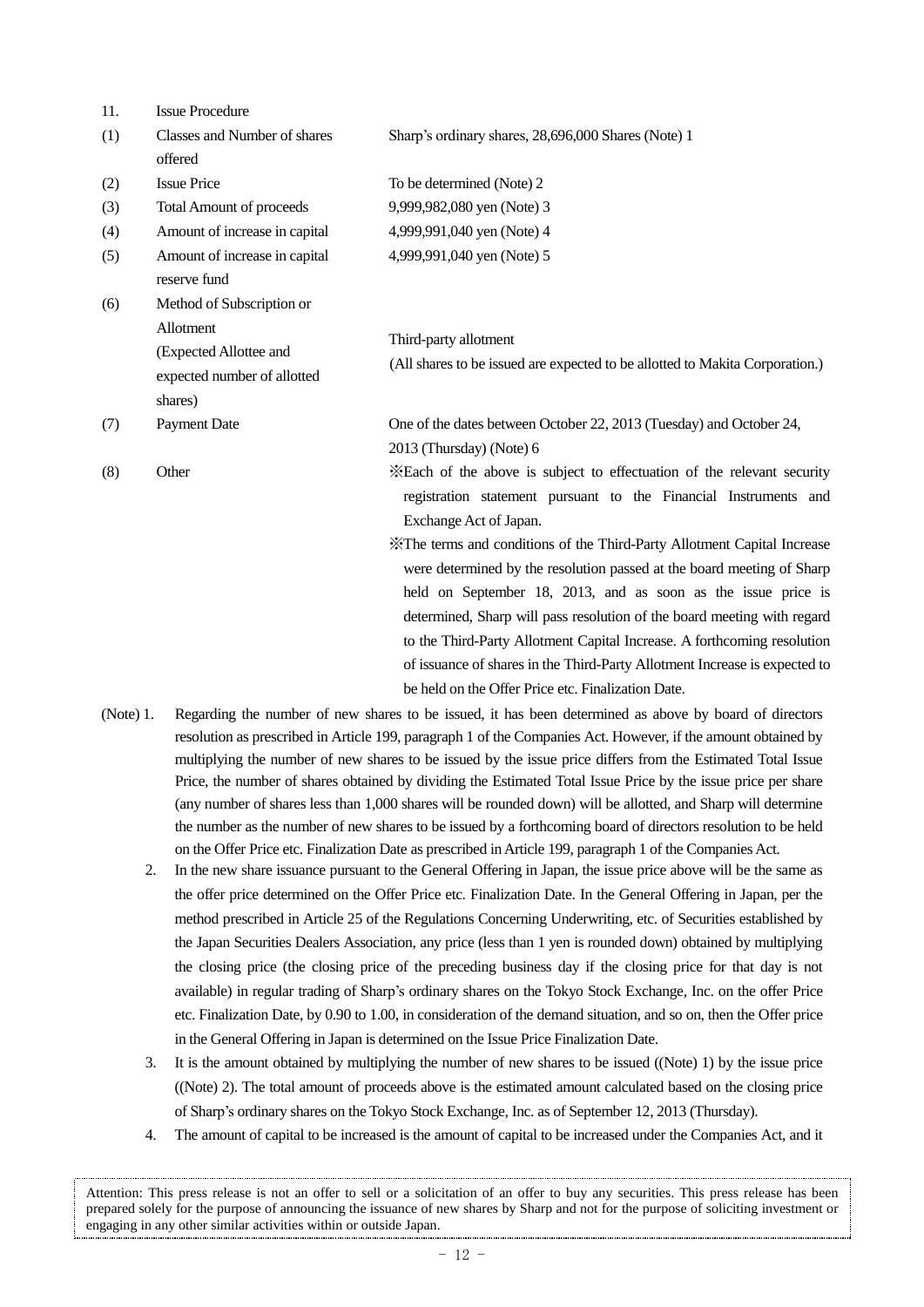11. Issue Procedure

| | | |
|---|---|---|
| (1) | Classes and Number of shares offered | Sharp's ordinary shares, 28,696,000 Shares (Note) 1 |
| (2) | Issue Price | To be determined (Note) 2 |
| (3) | Total Amount of proceeds | 9,999,982,080 yen (Note) 3 |
| (4) | Amount of increase in capital | 4,999,991,040 yen (Note) 4 |
| (5) | Amount of increase in capital reserve fund | 4,999,991,040 yen (Note) 5 |
| (6) | Method of Subscription or Allotment (Expected Allottee and expected number of allotted shares) | Third-party allotment (All shares to be issued are expected to be allotted to Makita Corporation.) |
| (7) | Payment Date | One of the dates between October 22, 2013 (Tuesday) and October 24, 2013 (Thursday) (Note) 6 |
| (8) | Other | ※Each of the above is subject to effectuation of the relevant security registration statement pursuant to the Financial Instruments and Exchange Act of Japan. ※The terms and conditions of the Third-Party Allotment Capital Increase were determined by the resolution passed at the board meeting of Sharp held on September 18, 2013, and as soon as the issue price is determined, Sharp will pass resolution of the board meeting with regard to the Third-Party Allotment Capital Increase. A forthcoming resolution of issuance of shares in the Third-Party Allotment Increase is expected to be held on the Offer Price etc. Finalization Date. |

(Note) 1. Regarding the number of new shares to be issued, it has been determined as above by board of directors resolution as prescribed in Article 199, paragraph 1 of the Companies Act. However, if the amount obtained by multiplying the number of new shares to be issued by the issue price differs from the Estimated Total Issue Price, the number of shares obtained by dividing the Estimated Total Issue Price by the issue price per share (any number of shares less than 1,000 shares will be rounded down) will be allotted, and Sharp will determine the number as the number of new shares to be issued by a forthcoming board of directors resolution to be held on the Offer Price etc. Finalization Date as prescribed in Article 199, paragraph 1 of the Companies Act.

2. In the new share issuance pursuant to the General Offering in Japan, the issue price above will be the same as the offer price determined on the Offer Price etc. Finalization Date. In the General Offering in Japan, per the method prescribed in Article 25 of the Regulations Concerning Underwriting, etc. of Securities established by the Japan Securities Dealers Association, any price (less than 1 yen is rounded down) obtained by multiplying the closing price (the closing price of the preceding business day if the closing price for that day is not available) in regular trading of Sharp's ordinary shares on the Tokyo Stock Exchange, Inc. on the offer Price etc. Finalization Date, by 0.90 to 1.00, in consideration of the demand situation, and so on, then the Offer price in the General Offering in Japan is determined on the Issue Price Finalization Date.

3. It is the amount obtained by multiplying the number of new shares to be issued ((Note) 1) by the issue price ((Note) 2). The total amount of proceeds above is the estimated amount calculated based on the closing price of Sharp's ordinary shares on the Tokyo Stock Exchange, Inc. as of September 12, 2013 (Thursday).

4. The amount of capital to be increased is the amount of capital to be increased under the Companies Act, and it

Attention: This press release is not an offer to sell or a solicitation of an offer to buy any securities. This press release has been prepared solely for the purpose of announcing the issuance of new shares by Sharp and not for the purpose of soliciting investment or engaging in any other similar activities within or outside Japan.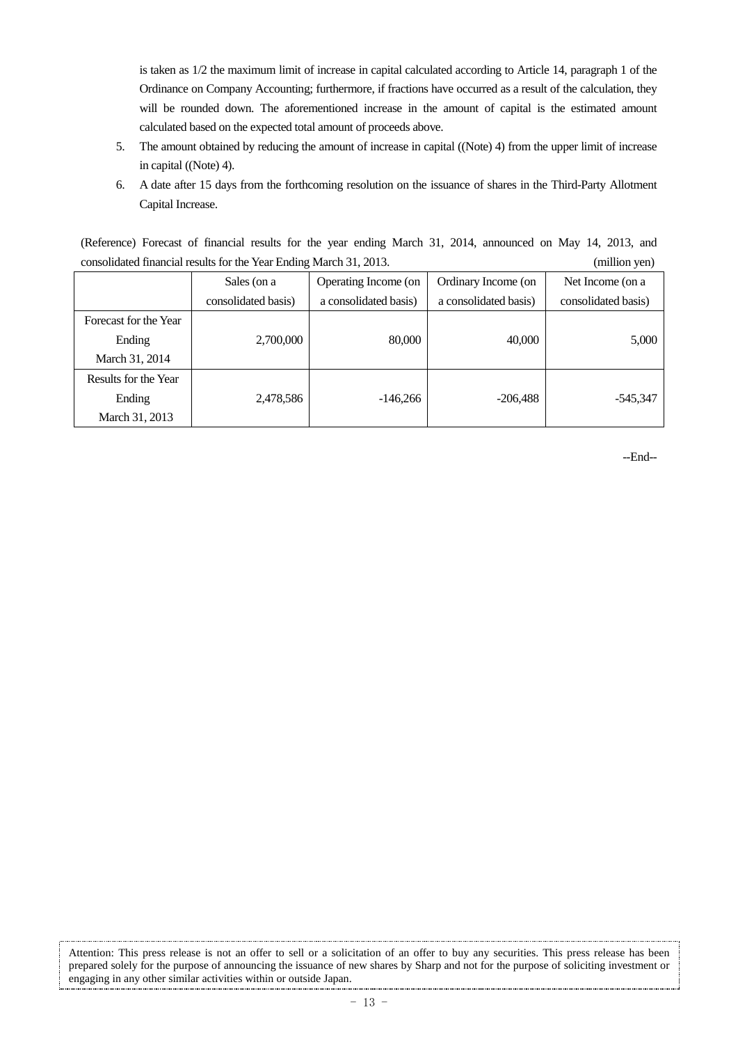is taken as 1/2 the maximum limit of increase in capital calculated according to Article 14, paragraph 1 of the Ordinance on Company Accounting; furthermore, if fractions have occurred as a result of the calculation, they will be rounded down. The aforementioned increase in the amount of capital is the estimated amount calculated based on the expected total amount of proceeds above.

5. The amount obtained by reducing the amount of increase in capital ((Note) 4) from the upper limit of increase in capital ((Note) 4).
6. A date after 15 days from the forthcoming resolution on the issuance of shares in the Third-Party Allotment Capital Increase.

(Reference) Forecast of financial results for the year ending March 31, 2014, announced on May 14, 2013, and consolidated financial results for the Year Ending March 31, 2013. (million yen)

| | Sales (on a consolidated basis) | Operating Income (on a consolidated basis) | Ordinary Income (on a consolidated basis) | Net Income (on a consolidated basis) |
|---|---|---|---|---|
| Forecast for the Year Ending March 31, 2014 | 2,700,000 | 80,000 | 40,000 | 5,000 |
| Results for the Year Ending March 31, 2013 | 2,478,586 | -146,266 | -206,488 | -545,347 |

--End--

Attention: This press release is not an offer to sell or a solicitation of an offer to buy any securities. This press release has been prepared solely for the purpose of announcing the issuance of new shares by Sharp and not for the purpose of soliciting investment or engaging in any other similar activities within or outside Japan.